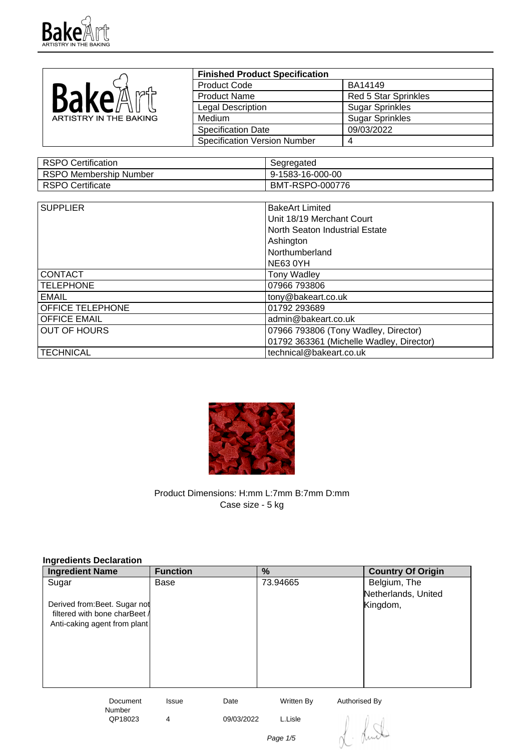| Finished Product Specification | |
|---|---|
| Product Code | BA14149 |
| Product Name | Red 5 Star Sprinkles |
| Legal Description | Sugar Sprinkles |
| Medium | Sugar Sprinkles |
| Specification Date | 09/03/2022 |
| Specification Version Number | 4 |

| | |
|---|---|
| RSPO Certification | Segregated |
| RSPO Membership Number | 9-1583-16-000-00 |
| RSPO Certificate | BMT-RSPO-000776 |

| | |
|---|---|
| SUPPLIER | BakeArt Limited<br>Unit 18/19 Merchant Court<br>North Seaton Industrial Estate<br>Ashington<br>Northumberland<br>NE63 0YH |
| CONTACT | Tony Wadley |
| TELEPHONE | 07966 793806 |
| EMAIL | tony@bakeart.co.uk |
| OFFICE TELEPHONE | 01792 293689 |
| OFFICE EMAIL | admin@bakeart.co.uk |
| OUT OF HOURS | 07966 793806 (Tony Wadley, Director)<br>01792 363361 (Michelle Wadley, Director) |
| TECHNICAL | technical@bakeart.co.uk |

Product Dimensions: H:mm L:7mm B:7mm D:mm
Case size - 5 kg

**Ingredients Declaration**

| Ingredient Name | Function | % | Country Of Origin |
|---|---|---|---|
| Sugar<br><br>Derived from:Beet. Sugar not filtered with bone charBeet / Anti-caking agent from plant | Base | 73.94665 | Belgium, The Netherlands, United Kingdom, |

| Document Number | Issue | Date | Written By | Authorised By |
|---|---|---|---|---|
| QP18023 | 4 | 09/03/2022 | L.Lisle | |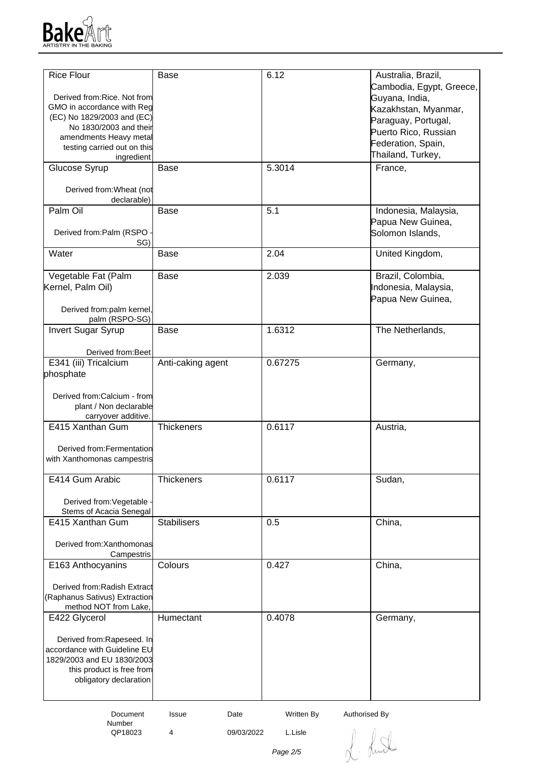| | | | |
|---|---|---|---|
| Rice Flour<br><br>Derived from:Rice. Not from GMO in accordance with Reg (EC) No 1829/2003 and (EC) No 1830/2003 and their amendments Heavy metal testing carried out on this ingredient | Base | 6.12 | Australia, Brazil, Cambodia, Egypt, Greece, Guyana, India, Kazakhstan, Myanmar, Paraguay, Portugal, Puerto Rico, Russian Federation, Spain, Thailand, Turkey, |
| Glucose Syrup<br><br>Derived from:Wheat (not declarable) | Base | 5.3014 | France, |
| Palm Oil<br><br>Derived from:Palm (RSPO - SG) | Base | 5.1 | Indonesia, Malaysia, Papua New Guinea, Solomon Islands, |
| Water | Base | 2.04 | United Kingdom, |
| Vegetable Fat (Palm Kernel, Palm Oil)<br><br>Derived from:palm kernel, palm (RSPO-SG) | Base | 2.039 | Brazil, Colombia, Indonesia, Malaysia, Papua New Guinea, |
| Invert Sugar Syrup<br><br>Derived from:Beet | Base | 1.6312 | The Netherlands, |
| E341 (iii) Tricalcium phosphate<br><br>Derived from:Calcium - from plant / Non declarable carryover additive. | Anti-caking agent | 0.67275 | Germany, |
| E415 Xanthan Gum<br><br>Derived from:Fermentation with Xanthomonas campestris | Thickeners | 0.6117 | Austria, |
| E414 Gum Arabic<br><br>Derived from:Vegetable - Stems of Acacia Senegal | Thickeners | 0.6117 | Sudan, |
| E415 Xanthan Gum<br><br>Derived from:Xanthomonas Campestris | Stabilisers | 0.5 | China, |
| E163 Anthocyanins<br><br>Derived from:Radish Extract (Raphanus Sativus) Extraction method NOT from Lake, | Colours | 0.427 | China, |
| E422 Glycerol<br><br>Derived from:Rapeseed. In accordance with Guideline EU 1829/2003 and EU 1830/2003 this product is free from obligatory declaration | Humectant | 0.4078 | Germany, |

| Document Number | Issue | Date | Written By | Authorised By |
|---|---|---|---|---|
| QP18023 | 4 | 09/03/2022 | L.Lisle | |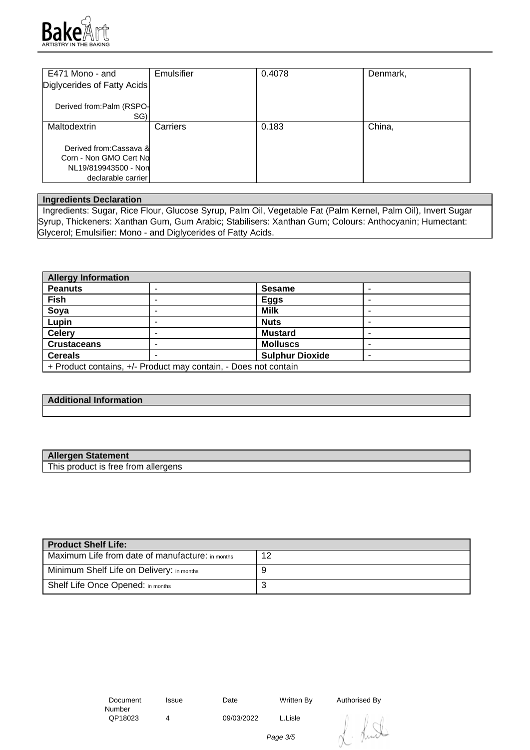| E471 Mono - and Diglycerides of Fatty Acids<br><br>Derived from:Palm (RSPO-SG) | Emulsifier | 0.4078 | Denmark, |
|---|---|---|---|
| Maltodextrin<br><br>Derived from:Cassava & Corn - Non GMO Cert No NL19/819943500 - Non declarable carrier | Carriers | 0.183 | China, |

| Ingredients Declaration |
|---|
| Ingredients: Sugar, Rice Flour, Glucose Syrup, Palm Oil, Vegetable Fat (Palm Kernel, Palm Oil), Invert Sugar Syrup, Thickeners: Xanthan Gum, Gum Arabic; Stabilisers: Xanthan Gum; Colours: Anthocyanin; Humectant: Glycerol; Emulsifier: Mono - and Diglycerides of Fatty Acids. |

| Allergy Information | | | |
|---|---|---|---|
| **Peanuts** | - | **Sesame** | - |
| **Fish** | - | **Eggs** | - |
| **Soya** | - | **Milk** | - |
| **Lupin** | - | **Nuts** | - |
| **Celery** | - | **Mustard** | - |
| **Crustaceans** | - | **Molluscs** | - |
| **Cereals** | - | **Sulphur Dioxide** | - |
| + Product contains, +/- Product may contain, - Does not contain | | | |

| Additional Information |
|---|
| |

| Allergen Statement |
|---|
| This product is free from allergens |

| Product Shelf Life: | |
|---|---|
| Maximum Life from date of manufacture: in months | 12 |
| Minimum Shelf Life on Delivery: in months | 9 |
| Shelf Life Once Opened: in months | 3 |

| Document Number | Issue | Date | Written By | Authorised By |
|---|---|---|---|---|
| QP18023 | 4 | 09/03/2022 | L.Lisle | |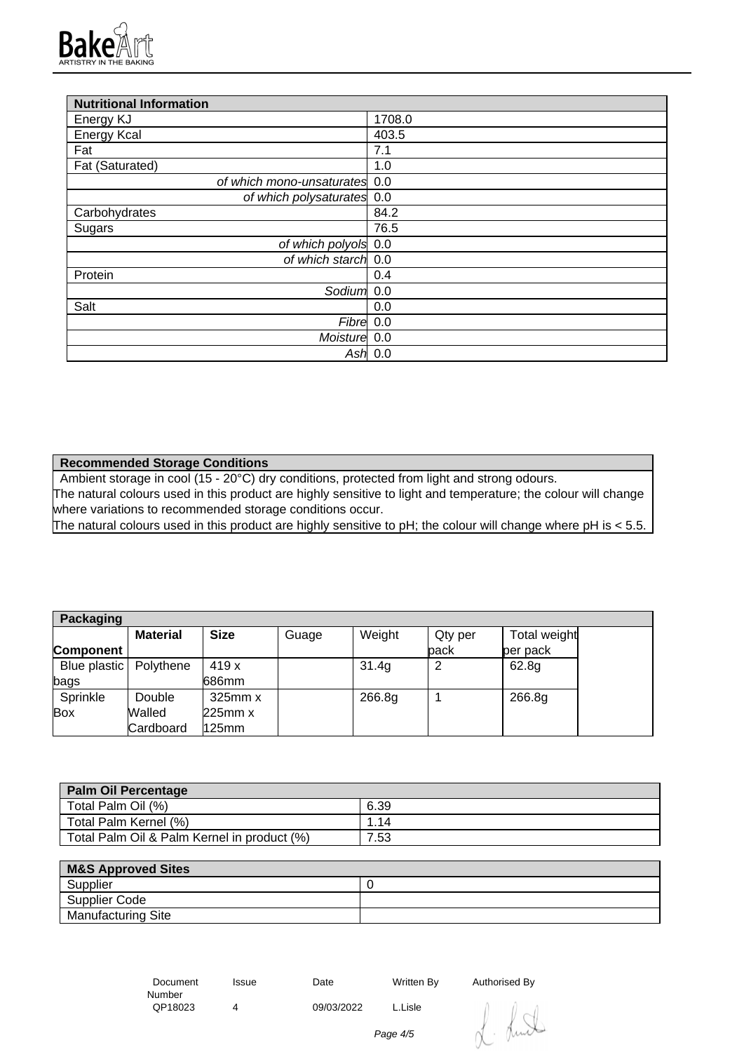| Nutritional Information | |
|---|---|
| Energy KJ | 1708.0 |
| Energy Kcal | 403.5 |
| Fat | 7.1 |
| Fat (Saturated) | 1.0 |
| *of which mono-unsaturates* | 0.0 |
| *of which polysaturates* | 0.0 |
| Carbohydrates | 84.2 |
| Sugars | 76.5 |
| *of which polyols* | 0.0 |
| *of which starch* | 0.0 |
| Protein | 0.4 |
| *Sodium* | 0.0 |
| Salt | 0.0 |
| *Fibre* | 0.0 |
| *Moisture* | 0.0 |
| *Ash* | 0.0 |

| Recommended Storage Conditions |
|---|
| Ambient storage in cool (15 - 20°C) dry conditions, protected from light and strong odours. The natural colours used in this product are highly sensitive to light and temperature; the colour will change where variations to recommended storage conditions occur. The natural colours used in this product are highly sensitive to pH; the colour will change where pH is < 5.5. |

| Component | Material | Size | Guage | Weight | Qty per pack | Total weight per pack |
|---|---|---|---|---|---|---|
| Blue plastic bags | Polythene | 419 x 686mm | | 31.4g | 2 | 62.8g |
| Sprinkle Box | Double Walled Cardboard | 325mm x 225mm x 125mm | | 266.8g | 1 | 266.8g |

| Palm Oil Percentage | |
|---|---|
| Total Palm Oil (%) | 6.39 |
| Total Palm Kernel (%) | 1.14 |
| Total Palm Oil & Palm Kernel in product (%) | 7.53 |

| M&S Approved Sites | |
|---|---|
| Supplier | 0 |
| Supplier Code | |
| Manufacturing Site | |

| Document Number | Issue | Date | Written By | Authorised By |
|---|---|---|---|---|
| QP18023 | 4 | 09/03/2022 | L.Lisle | |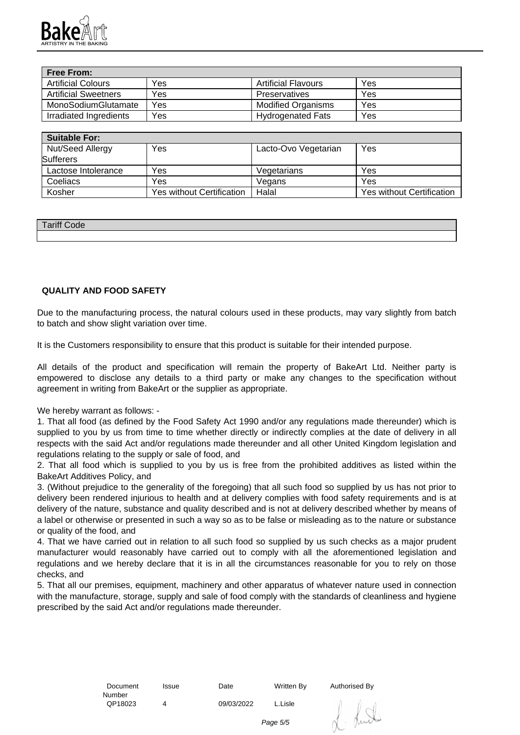| Free From: | | | |
|---|---|---|---|
| Artificial Colours | Yes | Artificial Flavours | Yes |
| Artificial Sweetners | Yes | Preservatives | Yes |
| MonoSodiumGlutamate | Yes | Modified Organisms | Yes |
| Irradiated Ingredients | Yes | Hydrogenated Fats | Yes |

| Suitable For: | | | |
|---|---|---|---|
| Nut/Seed Allergy Sufferers | Yes | Lacto-Ovo Vegetarian | Yes |
| Lactose Intolerance | Yes | Vegetarians | Yes |
| Coeliacs | Yes | Vegans | Yes |
| Kosher | Yes without Certification | Halal | Yes without Certification |

| Tariff Code |
|---|
| |

**QUALITY AND FOOD SAFETY**

Due to the manufacturing process, the natural colours used in these products, may vary slightly from batch to batch and show slight variation over time.

It is the Customers responsibility to ensure that this product is suitable for their intended purpose.

All details of the product and specification will remain the property of BakeArt Ltd. Neither party is empowered to disclose any details to a third party or make any changes to the specification without agreement in writing from BakeArt or the supplier as appropriate.

We hereby warrant as follows: -

1. That all food (as defined by the Food Safety Act 1990 and/or any regulations made thereunder) which is supplied to you by us from time to time whether directly or indirectly complies at the date of delivery in all respects with the said Act and/or regulations made thereunder and all other United Kingdom legislation and regulations relating to the supply or sale of food, and
2. That all food which is supplied to you by us is free from the prohibited additives as listed within the BakeArt Additives Policy, and
3. (Without prejudice to the generality of the foregoing) that all such food so supplied by us has not prior to delivery been rendered injurious to health and at delivery complies with food safety requirements and is at delivery of the nature, substance and quality described and is not at delivery described whether by means of a label or otherwise or presented in such a way so as to be false or misleading as to the nature or substance or quality of the food, and
4. That we have carried out in relation to all such food so supplied by us such checks as a major prudent manufacturer would reasonably have carried out to comply with all the aforementioned legislation and regulations and we hereby declare that it is in all the circumstances reasonable for you to rely on those checks, and
5. That all our premises, equipment, machinery and other apparatus of whatever nature used in connection with the manufacture, storage, supply and sale of food comply with the standards of cleanliness and hygiene prescribed by the said Act and/or regulations made thereunder.

| Document Number | Issue | Date | Written By | Authorised By |
|---|---|---|---|---|
| QP18023 | 4 | 09/03/2022 | L.Lisle | |